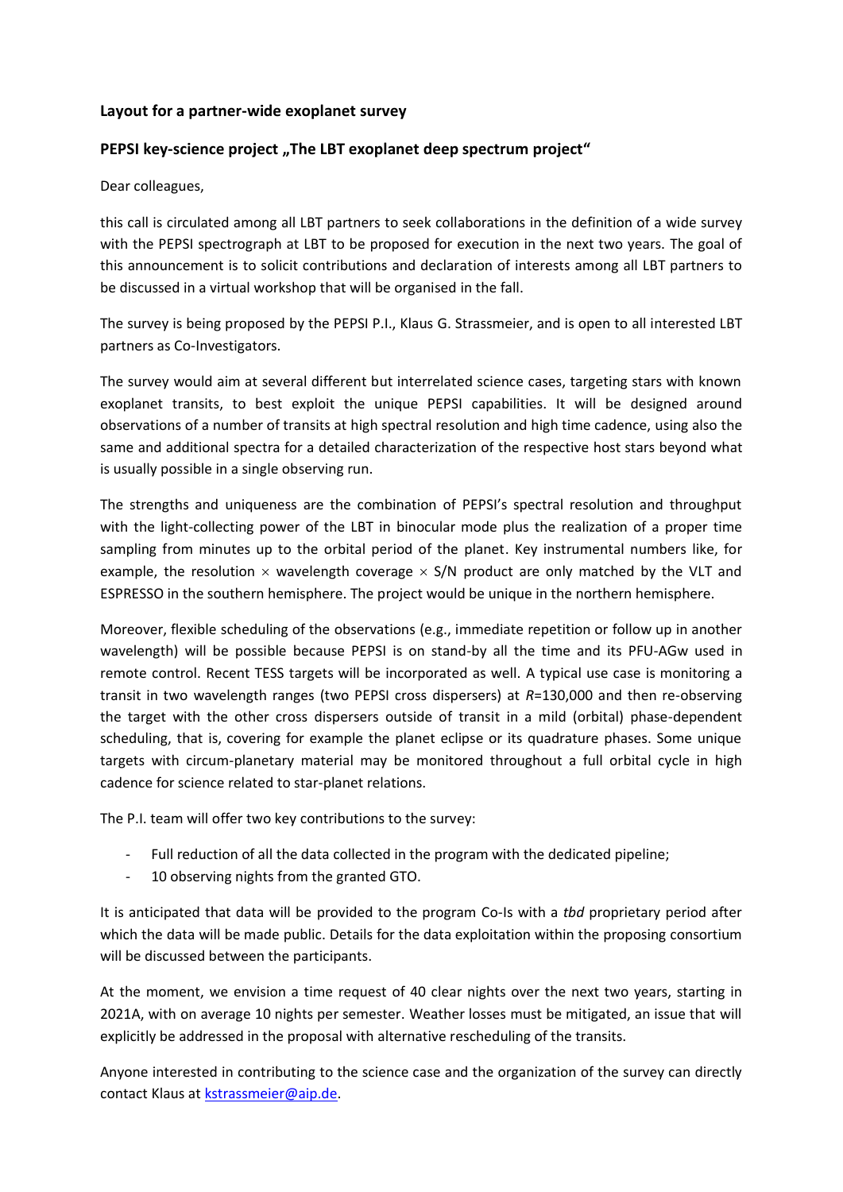**Layout for a partner-wide exoplanet survey**

**PEPSI key-science project „The LBT exoplanet deep spectrum project"**

Dear colleagues,

this call is circulated among all LBT partners to seek collaborations in the definition of a wide survey with the PEPSI spectrograph at LBT to be proposed for execution in the next two years. The goal of this announcement is to solicit contributions and declaration of interests among all LBT partners to be discussed in a virtual workshop that will be organised in the fall.

The survey is being proposed by the PEPSI P.I., Klaus G. Strassmeier, and is open to all interested LBT partners as Co-Investigators.

The survey would aim at several different but interrelated science cases, targeting stars with known exoplanet transits, to best exploit the unique PEPSI capabilities. It will be designed around observations of a number of transits at high spectral resolution and high time cadence, using also the same and additional spectra for a detailed characterization of the respective host stars beyond what is usually possible in a single observing run.

The strengths and uniqueness are the combination of PEPSI's spectral resolution and throughput with the light-collecting power of the LBT in binocular mode plus the realization of a proper time sampling from minutes up to the orbital period of the planet. Key instrumental numbers like, for example, the resolution $\times$ wavelength coverage $\times$ S/N product are only matched by the VLT and ESPRESSO in the southern hemisphere. The project would be unique in the northern hemisphere.

Moreover, flexible scheduling of the observations (e.g., immediate repetition or follow up in another wavelength) will be possible because PEPSI is on stand-by all the time and its PFU-AGw used in remote control. Recent TESS targets will be incorporated as well. A typical use case is monitoring a transit in two wavelength ranges (two PEPSI cross dispersers) at $R$=130,000 and then re-observing the target with the other cross dispersers outside of transit in a mild (orbital) phase-dependent scheduling, that is, covering for example the planet eclipse or its quadrature phases. Some unique targets with circum-planetary material may be monitored throughout a full orbital cycle in high cadence for science related to star-planet relations.

The P.I. team will offer two key contributions to the survey:

- Full reduction of all the data collected in the program with the dedicated pipeline;
- 10 observing nights from the granted GTO.

It is anticipated that data will be provided to the program Co-Is with a *tbd* proprietary period after which the data will be made public. Details for the data exploitation within the proposing consortium will be discussed between the participants.

At the moment, we envision a time request of 40 clear nights over the next two years, starting in 2021A, with on average 10 nights per semester. Weather losses must be mitigated, an issue that will explicitly be addressed in the proposal with alternative rescheduling of the transits.

Anyone interested in contributing to the science case and the organization of the survey can directly contact Klaus at kstrassmeier@aip.de.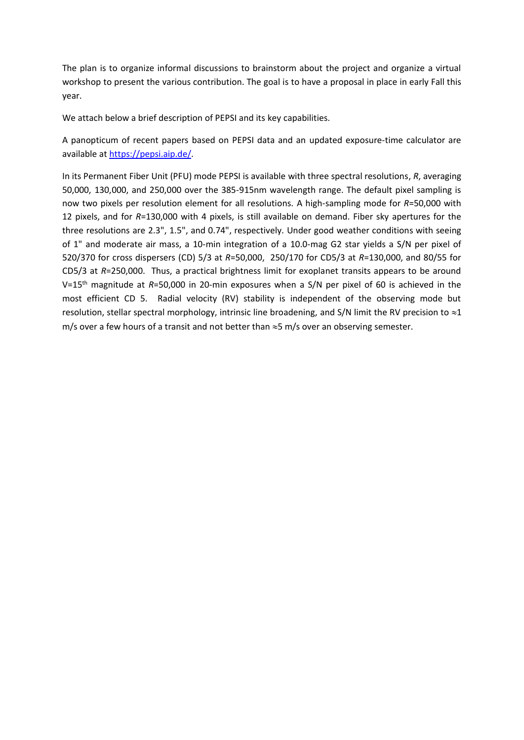The plan is to organize informal discussions to brainstorm about the project and organize a virtual workshop to present the various contribution. The goal is to have a proposal in place in early Fall this year.

We attach below a brief description of PEPSI and its key capabilities.

A panopticum of recent papers based on PEPSI data and an updated exposure-time calculator are available at [https://pepsi.aip.de/](https://pepsi.aip.de/).

In its Permanent Fiber Unit (PFU) mode PEPSI is available with three spectral resolutions, *R*, averaging 50,000, 130,000, and 250,000 over the 385-915nm wavelength range. The default pixel sampling is now two pixels per resolution element for all resolutions. A high-sampling mode for *R*=50,000 with 12 pixels, and for *R*=130,000 with 4 pixels, is still available on demand. Fiber sky apertures for the three resolutions are 2.3", 1.5", and 0.74", respectively. Under good weather conditions with seeing of 1" and moderate air mass, a 10-min integration of a 10.0-mag G2 star yields a S/N per pixel of 520/370 for cross dispersers (CD) 5/3 at *R*=50,000, 250/170 for CD5/3 at *R*=130,000, and 80/55 for CD5/3 at *R*=250,000. Thus, a practical brightness limit for exoplanet transits appears to be around V=15$^{th}$ magnitude at *R*=50,000 in 20-min exposures when a S/N per pixel of 60 is achieved in the most efficient CD 5. Radial velocity (RV) stability is independent of the observing mode but resolution, stellar spectral morphology, intrinsic line broadening, and S/N limit the RV precision to $\approx$1 m/s over a few hours of a transit and not better than $\approx$5 m/s over an observing semester.